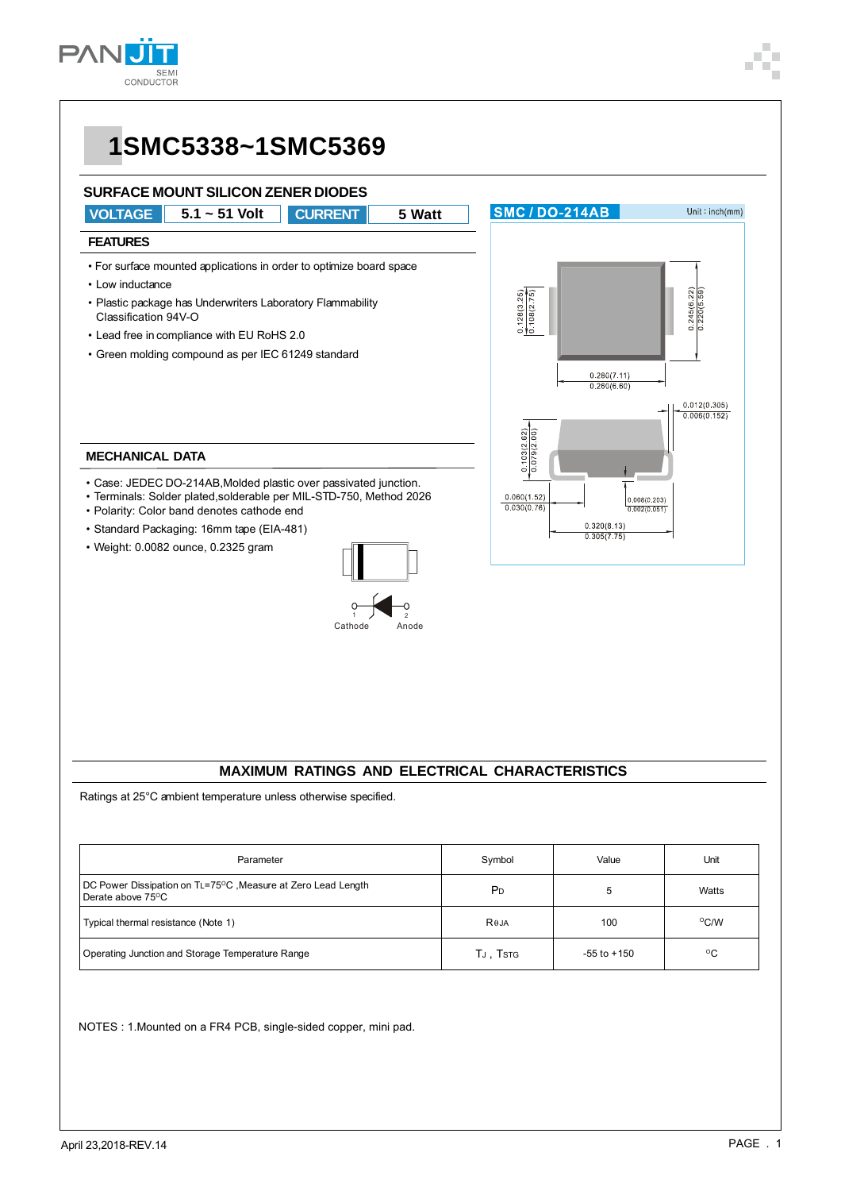# 1SMC5338~1SMC5369

## SURFACE MOUNT SILICON ZENER DIODES

| VOLTAGE | 5.1 ~ 51 Volt | CURRENT | 5 Watt |
|---|---|---|---|

### FEATURES

- For surface mounted applications in order to optimize board space
- Low inductance
- Plastic package has Underwriters Laboratory Flammability Classification 94V-O
- Lead free in compliance with EU RoHS 2.0
- Green molding compound as per IEC 61249 standard

### MECHANICAL DATA

- Case: JEDEC DO-214AB,Molded plastic over passivated junction.
- Terminals: Solder plated,solderable per MIL-STD-750, Method 2026
- Polarity: Color band denotes cathode end
- Standard Packaging: 16mm tape (EIA-481)
- Weight: 0.0082 ounce, 0.2325 gram

Cathode Anode

SMC / DO-214AB Unit : inch(mm)

0.128(3.25) 0.108(2.75) 0.245(6.22) 0.220(5.59) 0.280(7.11) 0.260(6.60) 0.012(0.305) 0.006(0.152) 0.103(2.62) 0.079(2.00) 0.060(1.52) 0.030(0.76) 0.008(0.203) 0.002(0.051) 0.320(8.13) 0.305(7.75)

## MAXIMUM RATINGS AND ELECTRICAL CHARACTERISTICS

Ratings at 25°C ambient temperature unless otherwise specified.

| Parameter | Symbol | Value | Unit |
|---|---|---|---|
| DC Power Dissipation on $T_L$=75°C ,Measure at Zero Lead Length Derate above 75°C | $P_D$ | 5 | Watts |
| Typical thermal resistance (Note 1) | $R_{\theta JA}$ | 100 | °C/W |
| Operating Junction and Storage Temperature Range | $T_J$ , $T_{STG}$ | -55 to +150 | °C |

NOTES : 1.Mounted on a FR4 PCB, single-sided copper, mini pad.

April 23,2018-REV.14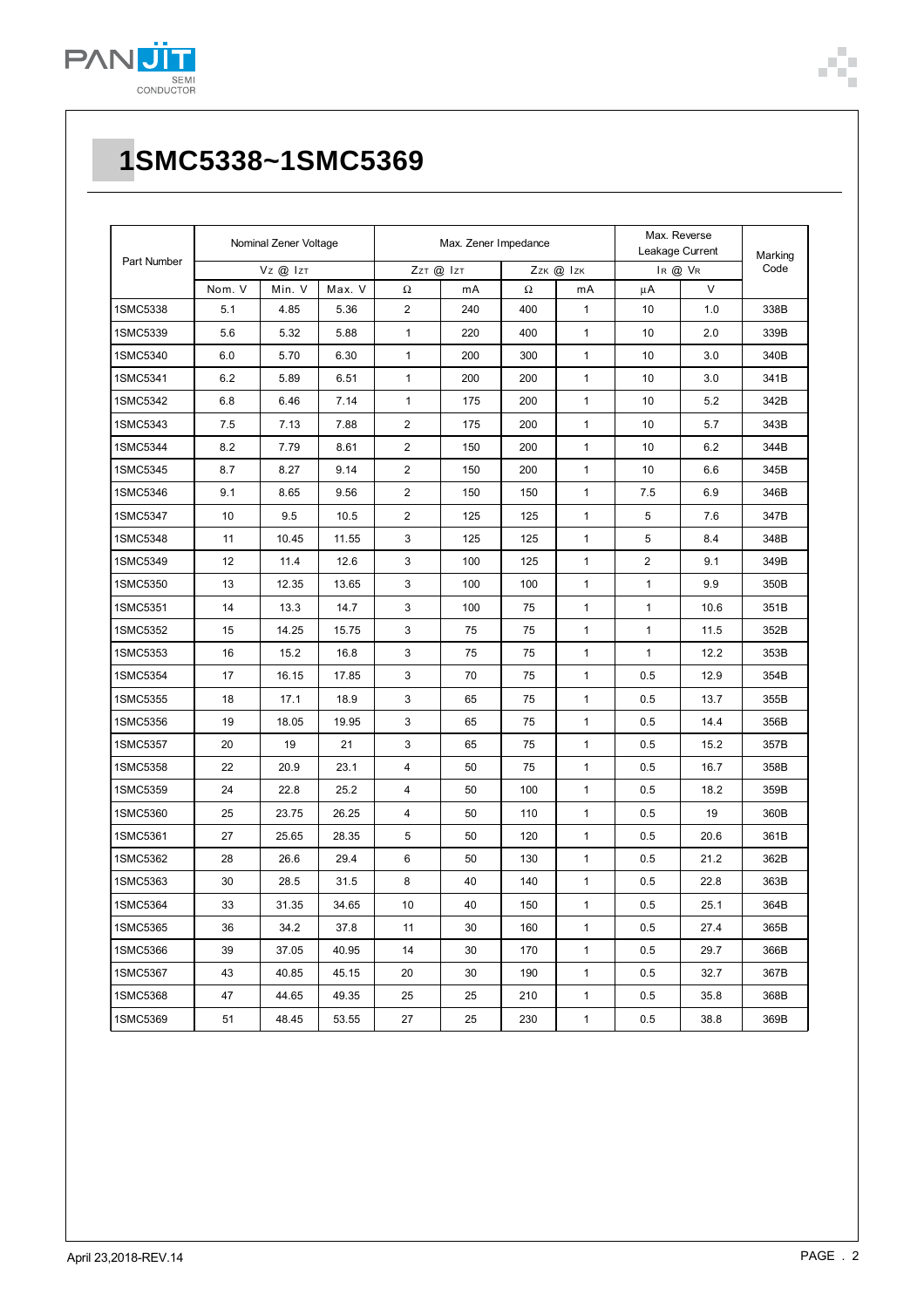# 1SMC5338~1SMC5369

| Part Number | Nominal Zener Voltage | | | Max. Zener Impedance | | | | Max. Reverse Leakage Current | | Marking Code |
|---|---|---|---|---|---|---|---|---|---|---|
| | $V_Z$ @ $I_{ZT}$ | | | $Z_{ZT}$ @ $I_{ZT}$ | | $Z_{ZK}$ @ $I_{ZK}$ | | $I_R$ @ $V_R$ | | |
| | Nom. V | Min. V | Max. V | Ω | mA | Ω | mA | μA | V | |
| 1SMC5338 | 5.1 | 4.85 | 5.36 | 2 | 240 | 400 | 1 | 10 | 1.0 | 338B |
| 1SMC5339 | 5.6 | 5.32 | 5.88 | 1 | 220 | 400 | 1 | 10 | 2.0 | 339B |
| 1SMC5340 | 6.0 | 5.70 | 6.30 | 1 | 200 | 300 | 1 | 10 | 3.0 | 340B |
| 1SMC5341 | 6.2 | 5.89 | 6.51 | 1 | 200 | 200 | 1 | 10 | 3.0 | 341B |
| 1SMC5342 | 6.8 | 6.46 | 7.14 | 1 | 175 | 200 | 1 | 10 | 5.2 | 342B |
| 1SMC5343 | 7.5 | 7.13 | 7.88 | 2 | 175 | 200 | 1 | 10 | 5.7 | 343B |
| 1SMC5344 | 8.2 | 7.79 | 8.61 | 2 | 150 | 200 | 1 | 10 | 6.2 | 344B |
| 1SMC5345 | 8.7 | 8.27 | 9.14 | 2 | 150 | 200 | 1 | 10 | 6.6 | 345B |
| 1SMC5346 | 9.1 | 8.65 | 9.56 | 2 | 150 | 150 | 1 | 7.5 | 6.9 | 346B |
| 1SMC5347 | 10 | 9.5 | 10.5 | 2 | 125 | 125 | 1 | 5 | 7.6 | 347B |
| 1SMC5348 | 11 | 10.45 | 11.55 | 3 | 125 | 125 | 1 | 5 | 8.4 | 348B |
| 1SMC5349 | 12 | 11.4 | 12.6 | 3 | 100 | 125 | 1 | 2 | 9.1 | 349B |
| 1SMC5350 | 13 | 12.35 | 13.65 | 3 | 100 | 100 | 1 | 1 | 9.9 | 350B |
| 1SMC5351 | 14 | 13.3 | 14.7 | 3 | 100 | 75 | 1 | 1 | 10.6 | 351B |
| 1SMC5352 | 15 | 14.25 | 15.75 | 3 | 75 | 75 | 1 | 1 | 11.5 | 352B |
| 1SMC5353 | 16 | 15.2 | 16.8 | 3 | 75 | 75 | 1 | 1 | 12.2 | 353B |
| 1SMC5354 | 17 | 16.15 | 17.85 | 3 | 70 | 75 | 1 | 0.5 | 12.9 | 354B |
| 1SMC5355 | 18 | 17.1 | 18.9 | 3 | 65 | 75 | 1 | 0.5 | 13.7 | 355B |
| 1SMC5356 | 19 | 18.05 | 19.95 | 3 | 65 | 75 | 1 | 0.5 | 14.4 | 356B |
| 1SMC5357 | 20 | 19 | 21 | 3 | 65 | 75 | 1 | 0.5 | 15.2 | 357B |
| 1SMC5358 | 22 | 20.9 | 23.1 | 4 | 50 | 75 | 1 | 0.5 | 16.7 | 358B |
| 1SMC5359 | 24 | 22.8 | 25.2 | 4 | 50 | 100 | 1 | 0.5 | 18.2 | 359B |
| 1SMC5360 | 25 | 23.75 | 26.25 | 4 | 50 | 110 | 1 | 0.5 | 19 | 360B |
| 1SMC5361 | 27 | 25.65 | 28.35 | 5 | 50 | 120 | 1 | 0.5 | 20.6 | 361B |
| 1SMC5362 | 28 | 26.6 | 29.4 | 6 | 50 | 130 | 1 | 0.5 | 21.2 | 362B |
| 1SMC5363 | 30 | 28.5 | 31.5 | 8 | 40 | 140 | 1 | 0.5 | 22.8 | 363B |
| 1SMC5364 | 33 | 31.35 | 34.65 | 10 | 40 | 150 | 1 | 0.5 | 25.1 | 364B |
| 1SMC5365 | 36 | 34.2 | 37.8 | 11 | 30 | 160 | 1 | 0.5 | 27.4 | 365B |
| 1SMC5366 | 39 | 37.05 | 40.95 | 14 | 30 | 170 | 1 | 0.5 | 29.7 | 366B |
| 1SMC5367 | 43 | 40.85 | 45.15 | 20 | 30 | 190 | 1 | 0.5 | 32.7 | 367B |
| 1SMC5368 | 47 | 44.65 | 49.35 | 25 | 25 | 210 | 1 | 0.5 | 35.8 | 368B |
| 1SMC5369 | 51 | 48.45 | 53.55 | 27 | 25 | 230 | 1 | 0.5 | 38.8 | 369B |

April 23,2018-REV.14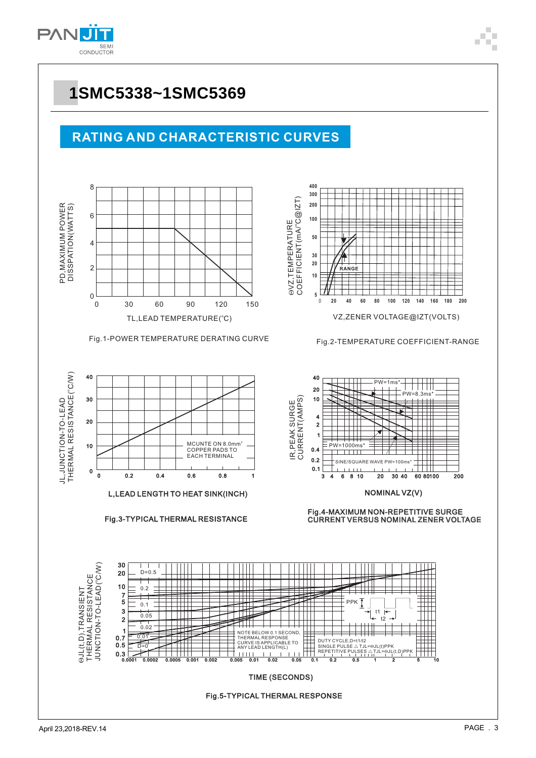# 1SMC5338~1SMC5369

## RATING AND CHARACTERISTIC CURVES

PD,MAXIMUM POWER DISSPATION(WATTS)

TL,LEAD TEMPERATURE(°C)

Fig.1-POWER TEMPERATURE DERATING CURVE

ΘVZ,TEMPERATURE COEFFICIENT(mA/°C@IZT)

RANGE

VZ,ZENER VOLTAGE@IZT(VOLTS)

Fig.2-TEMPERATURE COEFFICIENT-RANGE

JL,JUNCTION-TO-LEAD THERMAL RESISTANCE(°C/W)

MCUNTE ON 8.0mm² COPPER PADS TO EACH TERMINAL

L,LEAD LENGTH TO HEAT SINK(INCH)

Fig.3-TYPICAL THERMAL RESISTANCE

IR,PEAK SURGE CURRENT(AMPS)

PW=1ms*

PW=8.3ms*

PW=1000ms*

SINE/SQUARE WAVE PW=100ms*

NOMINAL VZ(V)

Fig.4-MAXIMUM NON-REPETITIVE SURGE CURRENT VERSUS NOMINAL ZENER VOLTAGE

ΘJL(t,D),TRANSIENT THERMAL RESISTANCE JUNCTION-TO-LEAD(°C/W)

D=0.5, 0.2, 0.1, 0.05, 0.02, 0.01, D=0

NOTE BELOW 0.1 SECOND, THERMAL RESPONSE CURVE IS APPLICABLE TO ANY LEAD LENGTH(L)

PPK, t1, t2

DUTY CYCLE,D=t1/t2
SINGLE PULSE △ TJL=ΘJL(t)PPK
REPETITIVE PULSES △ TJL=ΘJL(t,D)PPK

TIME (SECONDS)

Fig.5-TYPICAL THERMAL RESPONSE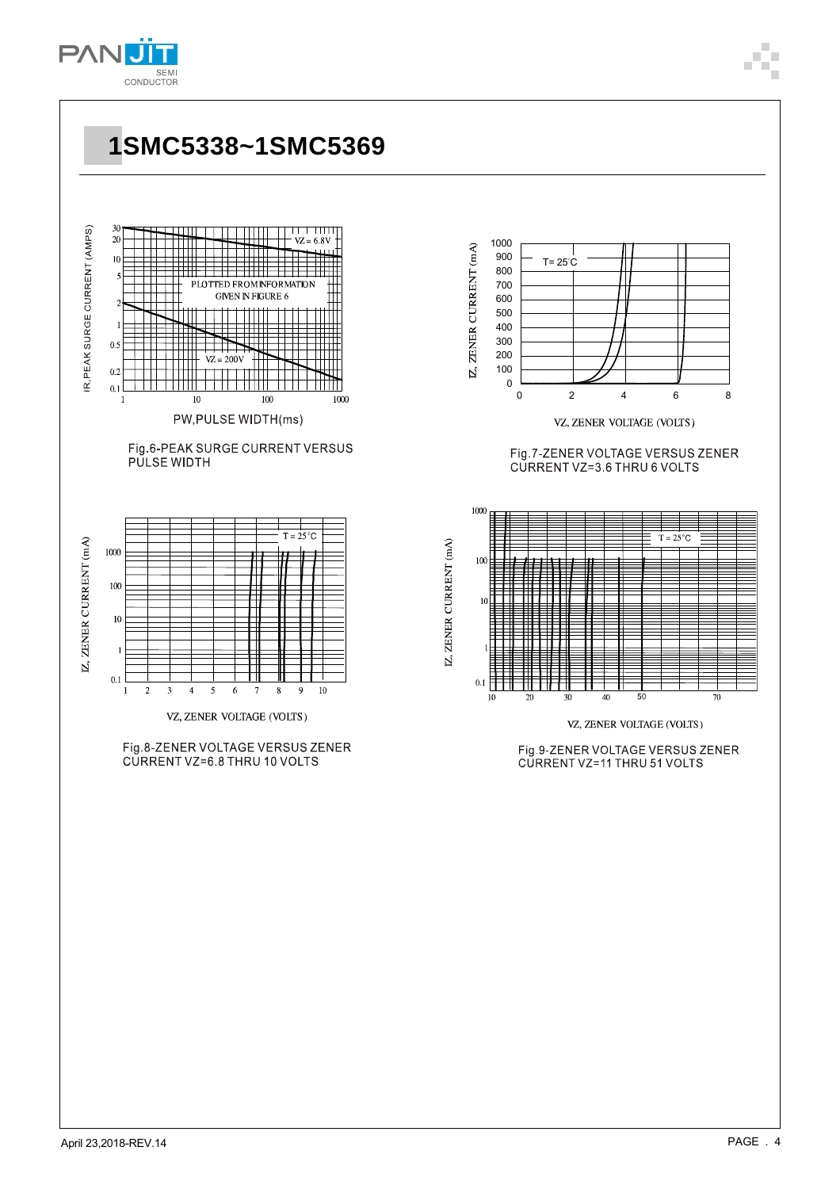# 1SMC5338~1SMC5369

IR, PEAK SURGE CURRENT (AMPS)

VZ = 6.8V

PLOTTED FROM INFORMATION GIVEN IN FIGURE 6

VZ = 200V

PW,PULSE WIDTH(ms)

Fig.6-PEAK SURGE CURRENT VERSUS PULSE WIDTH

IZ, ZENER CURRENT (mA)

T= 25°C

VZ, ZENER VOLTAGE (VOLTS)

Fig.7-ZENER VOLTAGE VERSUS ZENER CURRENT VZ=3.6 THRU 6 VOLTS

IZ, ZENER CURRENT (mA)

T = 25°C

VZ, ZENER VOLTAGE (VOLTS)

Fig.8-ZENER VOLTAGE VERSUS ZENER CURRENT VZ=6.8 THRU 10 VOLTS

IZ, ZENER CURRENT (mA)

T = 25°C

VZ, ZENER VOLTAGE (VOLTS)

Fig.9-ZENER VOLTAGE VERSUS ZENER CURRENT VZ=11 THRU 51 VOLTS

April 23,2018-REV.14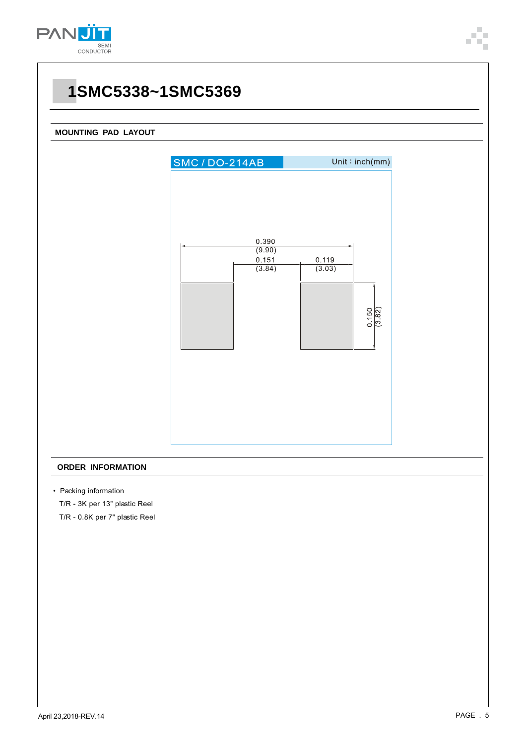# 1SMC5338~1SMC5369

## MOUNTING PAD LAYOUT

SMC / DO-214AB

Unit : inch(mm)

0.390
(9.90)

0.151
(3.84)

0.119
(3.03)

0.150
(3.82)

## ORDER INFORMATION

- Packing information

  T/R - 3K per 13" plastic Reel

  T/R - 0.8K per 7" plastic Reel

April 23,2018-REV.14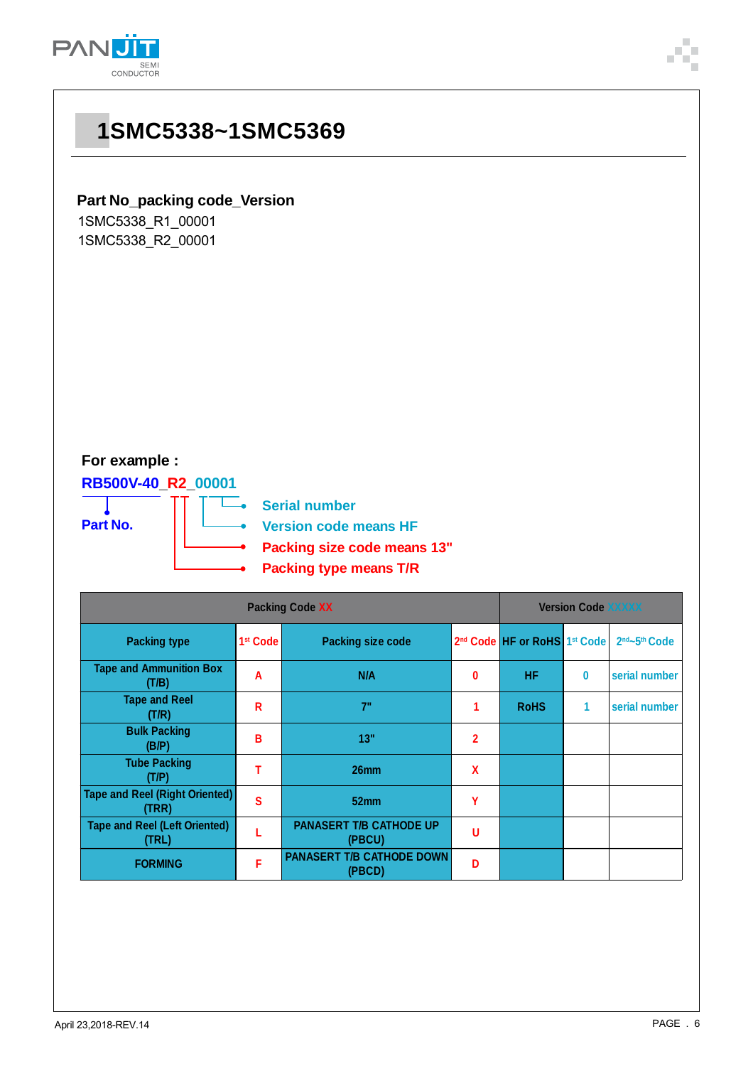# 1SMC5338~1SMC5369

**Part No_packing code_Version**

1SMC5338_R1_00001
1SMC5338_R2_00001

**For example :**

**RB500V-40_R2_00001**

- **Part No.**
- **Serial number**
- **Version code means HF**
- **Packing size code means 13"**
- **Packing type means T/R**

| Packing Code XX | | | | Version Code XXXXX | | |
|---|---|---|---|---|---|---|
| Packing type | 1st Code | Packing size code | 2nd Code | HF or RoHS | 1st Code | 2nd~5th Code |
| Tape and Ammunition Box (T/B) | A | N/A | 0 | HF | 0 | serial number |
| Tape and Reel (T/R) | R | 7" | 1 | RoHS | 1 | serial number |
| Bulk Packing (B/P) | B | 13" | 2 | | | |
| Tube Packing (T/P) | T | 26mm | X | | | |
| Tape and Reel (Right Oriented) (TRR) | S | 52mm | Y | | | |
| Tape and Reel (Left Oriented) (TRL) | L | PANASERT T/B CATHODE UP (PBCU) | U | | | |
| FORMING | F | PANASERT T/B CATHODE DOWN (PBCD) | D | | | |

April 23,2018-REV.14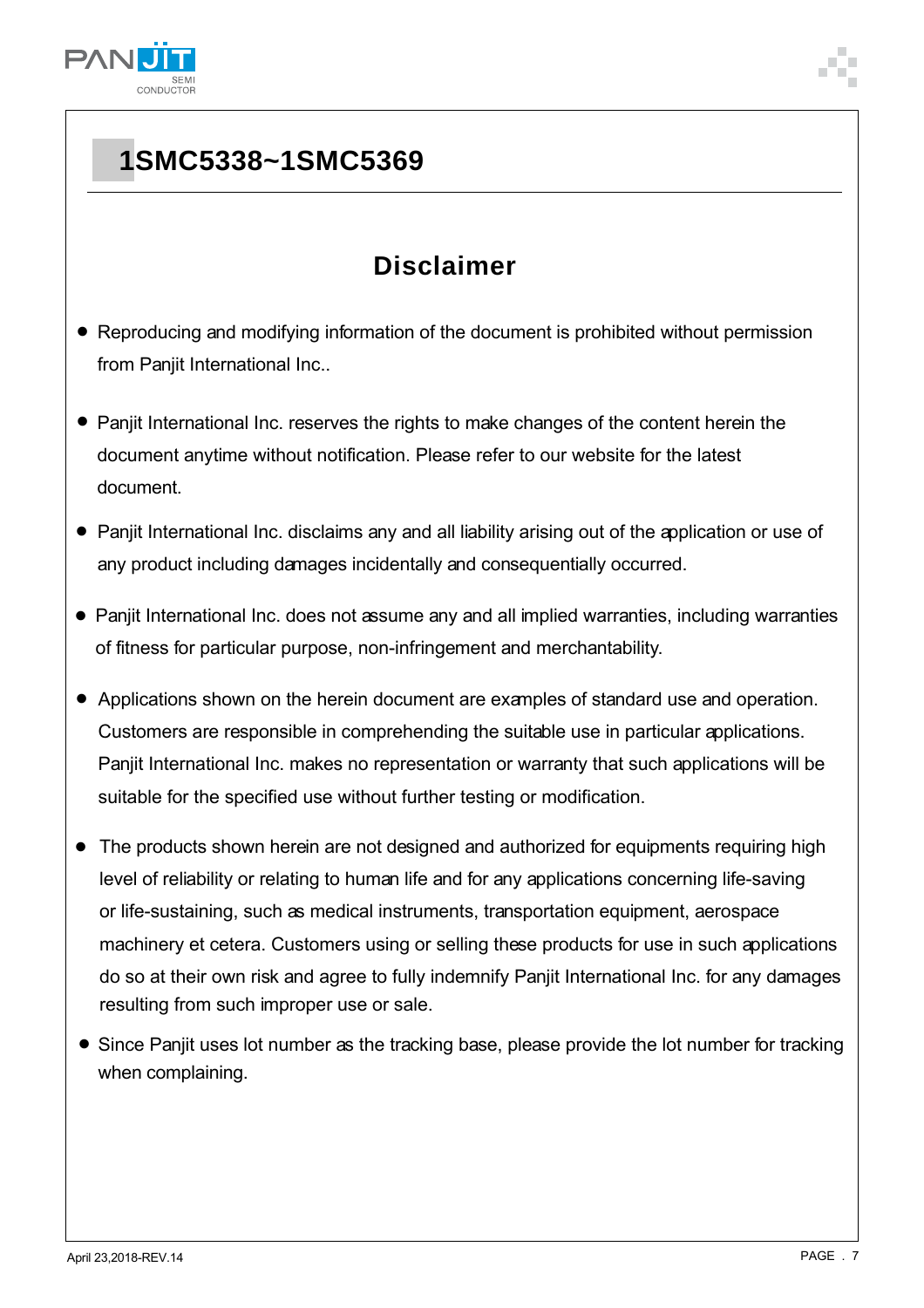# 1SMC5338~1SMC5369

## Disclaimer

- Reproducing and modifying information of the document is prohibited without permission from Panjit International Inc..
- Panjit International Inc. reserves the rights to make changes of the content herein the document anytime without notification. Please refer to our website for the latest document.
- Panjit International Inc. disclaims any and all liability arising out of the application or use of any product including damages incidentally and consequentially occurred.
- Panjit International Inc. does not assume any and all implied warranties, including warranties of fitness for particular purpose, non-infringement and merchantability.
- Applications shown on the herein document are examples of standard use and operation. Customers are responsible in comprehending the suitable use in particular applications. Panjit International Inc. makes no representation or warranty that such applications will be suitable for the specified use without further testing or modification.
- The products shown herein are not designed and authorized for equipments requiring high level of reliability or relating to human life and for any applications concerning life-saving or life-sustaining, such as medical instruments, transportation equipment, aerospace machinery et cetera. Customers using or selling these products for use in such applications do so at their own risk and agree to fully indemnify Panjit International Inc. for any damages resulting from such improper use or sale.
- Since Panjit uses lot number as the tracking base, please provide the lot number for tracking when complaining.

April 23,2018-REV.14